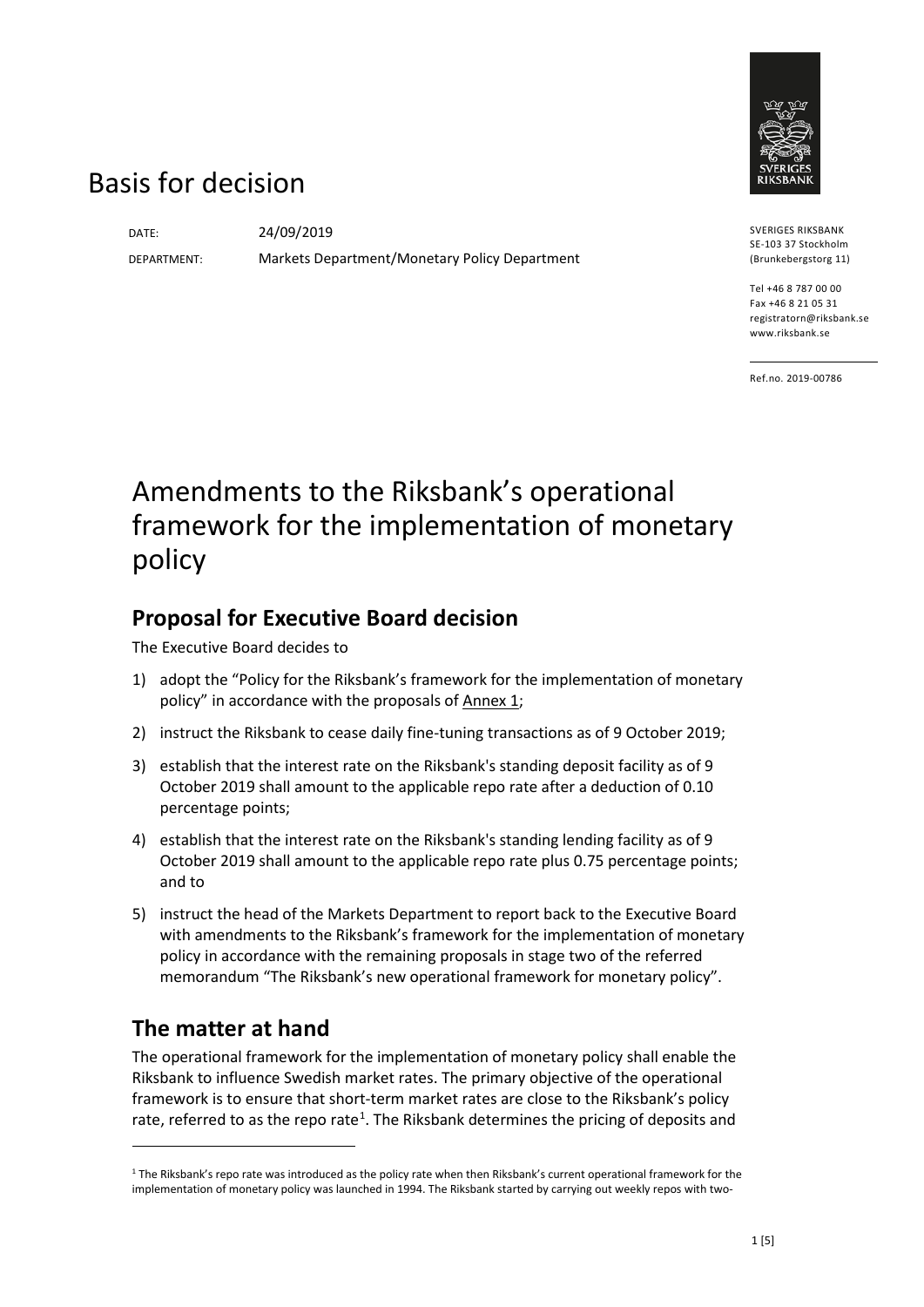# Basis for decision

DATE: 24/09/2019

DEPARTMENT: Markets Department/Monetary Policy Department

SVERIGES RIKSBANK
SE-103 37 Stockholm
(Brunkebergstorg 11)

Tel +46 8 787 00 00
Fax +46 8 21 05 31
registratorn@riksbank.se
www.riksbank.se

Ref.no. 2019-00786

# Amendments to the Riksbank's operational framework for the implementation of monetary policy

## Proposal for Executive Board decision

The Executive Board decides to

1) adopt the "Policy for the Riksbank's framework for the implementation of monetary policy" in accordance with the proposals of Annex 1;
2) instruct the Riksbank to cease daily fine-tuning transactions as of 9 October 2019;
3) establish that the interest rate on the Riksbank's standing deposit facility as of 9 October 2019 shall amount to the applicable repo rate after a deduction of 0.10 percentage points;
4) establish that the interest rate on the Riksbank's standing lending facility as of 9 October 2019 shall amount to the applicable repo rate plus 0.75 percentage points; and to
5) instruct the head of the Markets Department to report back to the Executive Board with amendments to the Riksbank's framework for the implementation of monetary policy in accordance with the remaining proposals in stage two of the referred memorandum "The Riksbank's new operational framework for monetary policy".

## The matter at hand

The operational framework for the implementation of monetary policy shall enable the Riksbank to influence Swedish market rates. The primary objective of the operational framework is to ensure that short-term market rates are close to the Riksbank's policy rate, referred to as the repo rate[1]. The Riksbank determines the pricing of deposits and

[1] The Riksbank's repo rate was introduced as the policy rate when then Riksbank's current operational framework for the implementation of monetary policy was launched in 1994. The Riksbank started by carrying out weekly repos with two-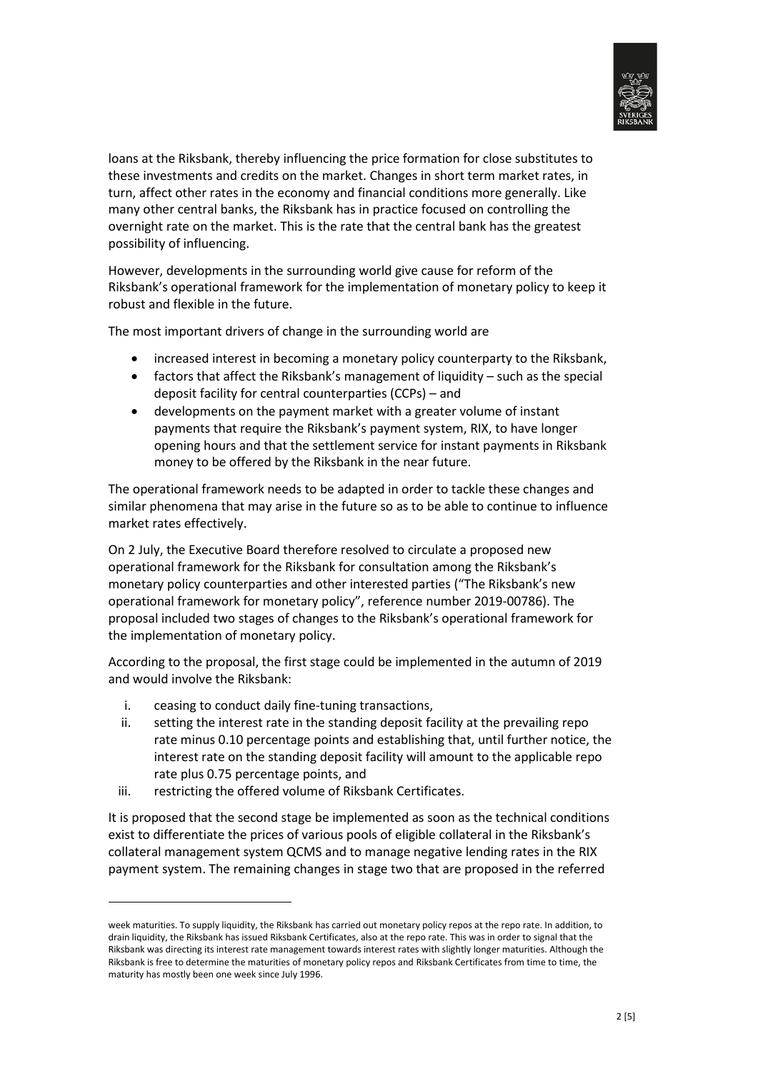loans at the Riksbank, thereby influencing the price formation for close substitutes to these investments and credits on the market. Changes in short term market rates, in turn, affect other rates in the economy and financial conditions more generally. Like many other central banks, the Riksbank has in practice focused on controlling the overnight rate on the market. This is the rate that the central bank has the greatest possibility of influencing.

However, developments in the surrounding world give cause for reform of the Riksbank's operational framework for the implementation of monetary policy to keep it robust and flexible in the future.

The most important drivers of change in the surrounding world are

- increased interest in becoming a monetary policy counterparty to the Riksbank,
- factors that affect the Riksbank's management of liquidity – such as the special deposit facility for central counterparties (CCPs) – and
- developments on the payment market with a greater volume of instant payments that require the Riksbank's payment system, RIX, to have longer opening hours and that the settlement service for instant payments in Riksbank money to be offered by the Riksbank in the near future.

The operational framework needs to be adapted in order to tackle these changes and similar phenomena that may arise in the future so as to be able to continue to influence market rates effectively.

On 2 July, the Executive Board therefore resolved to circulate a proposed new operational framework for the Riksbank for consultation among the Riksbank's monetary policy counterparties and other interested parties ("The Riksbank's new operational framework for monetary policy", reference number 2019-00786). The proposal included two stages of changes to the Riksbank's operational framework for the implementation of monetary policy.

According to the proposal, the first stage could be implemented in the autumn of 2019 and would involve the Riksbank:

i. ceasing to conduct daily fine-tuning transactions,
ii. setting the interest rate in the standing deposit facility at the prevailing repo rate minus 0.10 percentage points and establishing that, until further notice, the interest rate on the standing deposit facility will amount to the applicable repo rate plus 0.75 percentage points, and
iii. restricting the offered volume of Riksbank Certificates.

It is proposed that the second stage be implemented as soon as the technical conditions exist to differentiate the prices of various pools of eligible collateral in the Riksbank's collateral management system QCMS and to manage negative lending rates in the RIX payment system. The remaining changes in stage two that are proposed in the referred

week maturities. To supply liquidity, the Riksbank has carried out monetary policy repos at the repo rate. In addition, to drain liquidity, the Riksbank has issued Riksbank Certificates, also at the repo rate. This was in order to signal that the Riksbank was directing its interest rate management towards interest rates with slightly longer maturities. Although the Riksbank is free to determine the maturities of monetary policy repos and Riksbank Certificates from time to time, the maturity has mostly been one week since July 1996.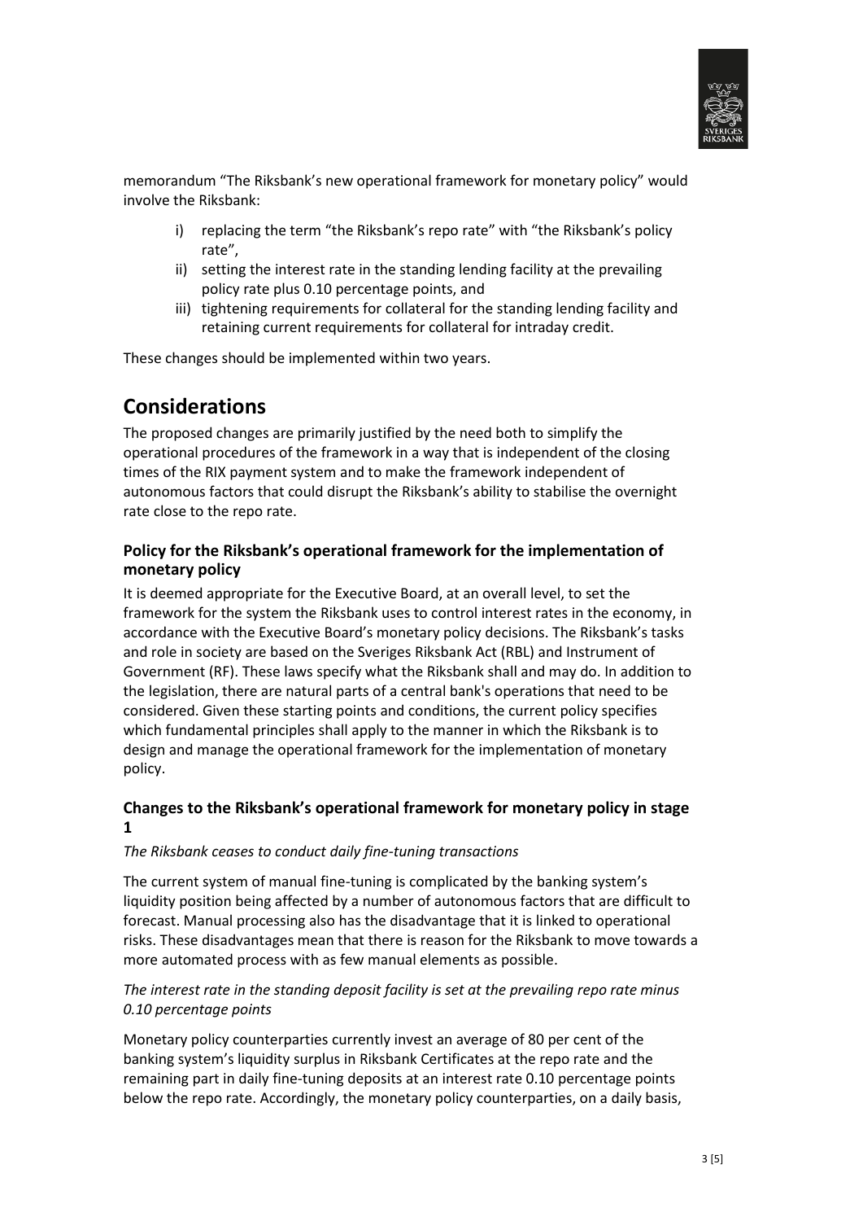memorandum "The Riksbank's new operational framework for monetary policy" would involve the Riksbank:

i) replacing the term "the Riksbank's repo rate" with "the Riksbank's policy rate",
ii) setting the interest rate in the standing lending facility at the prevailing policy rate plus 0.10 percentage points, and
iii) tightening requirements for collateral for the standing lending facility and retaining current requirements for collateral for intraday credit.

These changes should be implemented within two years.

# Considerations

The proposed changes are primarily justified by the need both to simplify the operational procedures of the framework in a way that is independent of the closing times of the RIX payment system and to make the framework independent of autonomous factors that could disrupt the Riksbank's ability to stabilise the overnight rate close to the repo rate.

### Policy for the Riksbank's operational framework for the implementation of monetary policy

It is deemed appropriate for the Executive Board, at an overall level, to set the framework for the system the Riksbank uses to control interest rates in the economy, in accordance with the Executive Board's monetary policy decisions. The Riksbank's tasks and role in society are based on the Sveriges Riksbank Act (RBL) and Instrument of Government (RF). These laws specify what the Riksbank shall and may do. In addition to the legislation, there are natural parts of a central bank's operations that need to be considered. Given these starting points and conditions, the current policy specifies which fundamental principles shall apply to the manner in which the Riksbank is to design and manage the operational framework for the implementation of monetary policy.

### Changes to the Riksbank's operational framework for monetary policy in stage 1

*The Riksbank ceases to conduct daily fine-tuning transactions*

The current system of manual fine-tuning is complicated by the banking system's liquidity position being affected by a number of autonomous factors that are difficult to forecast. Manual processing also has the disadvantage that it is linked to operational risks. These disadvantages mean that there is reason for the Riksbank to move towards a more automated process with as few manual elements as possible.

*The interest rate in the standing deposit facility is set at the prevailing repo rate minus 0.10 percentage points*

Monetary policy counterparties currently invest an average of 80 per cent of the banking system's liquidity surplus in Riksbank Certificates at the repo rate and the remaining part in daily fine-tuning deposits at an interest rate 0.10 percentage points below the repo rate. Accordingly, the monetary policy counterparties, on a daily basis,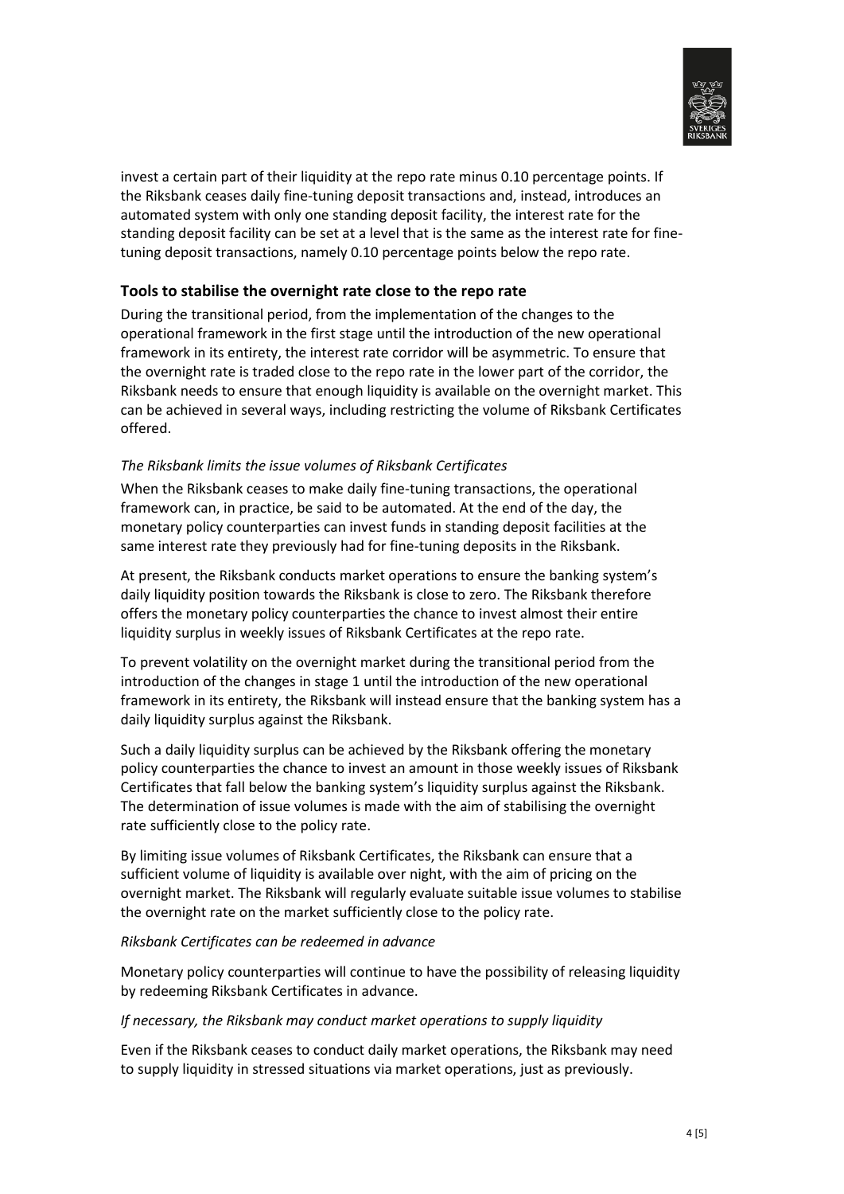invest a certain part of their liquidity at the repo rate minus 0.10 percentage points. If the Riksbank ceases daily fine-tuning deposit transactions and, instead, introduces an automated system with only one standing deposit facility, the interest rate for the standing deposit facility can be set at a level that is the same as the interest rate for fine-tuning deposit transactions, namely 0.10 percentage points below the repo rate.

## Tools to stabilise the overnight rate close to the repo rate

During the transitional period, from the implementation of the changes to the operational framework in the first stage until the introduction of the new operational framework in its entirety, the interest rate corridor will be asymmetric. To ensure that the overnight rate is traded close to the repo rate in the lower part of the corridor, the Riksbank needs to ensure that enough liquidity is available on the overnight market. This can be achieved in several ways, including restricting the volume of Riksbank Certificates offered.

*The Riksbank limits the issue volumes of Riksbank Certificates*

When the Riksbank ceases to make daily fine-tuning transactions, the operational framework can, in practice, be said to be automated. At the end of the day, the monetary policy counterparties can invest funds in standing deposit facilities at the same interest rate they previously had for fine-tuning deposits in the Riksbank.

At present, the Riksbank conducts market operations to ensure the banking system's daily liquidity position towards the Riksbank is close to zero. The Riksbank therefore offers the monetary policy counterparties the chance to invest almost their entire liquidity surplus in weekly issues of Riksbank Certificates at the repo rate.

To prevent volatility on the overnight market during the transitional period from the introduction of the changes in stage 1 until the introduction of the new operational framework in its entirety, the Riksbank will instead ensure that the banking system has a daily liquidity surplus against the Riksbank.

Such a daily liquidity surplus can be achieved by the Riksbank offering the monetary policy counterparties the chance to invest an amount in those weekly issues of Riksbank Certificates that fall below the banking system's liquidity surplus against the Riksbank. The determination of issue volumes is made with the aim of stabilising the overnight rate sufficiently close to the policy rate.

By limiting issue volumes of Riksbank Certificates, the Riksbank can ensure that a sufficient volume of liquidity is available over night, with the aim of pricing on the overnight market. The Riksbank will regularly evaluate suitable issue volumes to stabilise the overnight rate on the market sufficiently close to the policy rate.

*Riksbank Certificates can be redeemed in advance*

Monetary policy counterparties will continue to have the possibility of releasing liquidity by redeeming Riksbank Certificates in advance.

*If necessary, the Riksbank may conduct market operations to supply liquidity*

Even if the Riksbank ceases to conduct daily market operations, the Riksbank may need to supply liquidity in stressed situations via market operations, just as previously.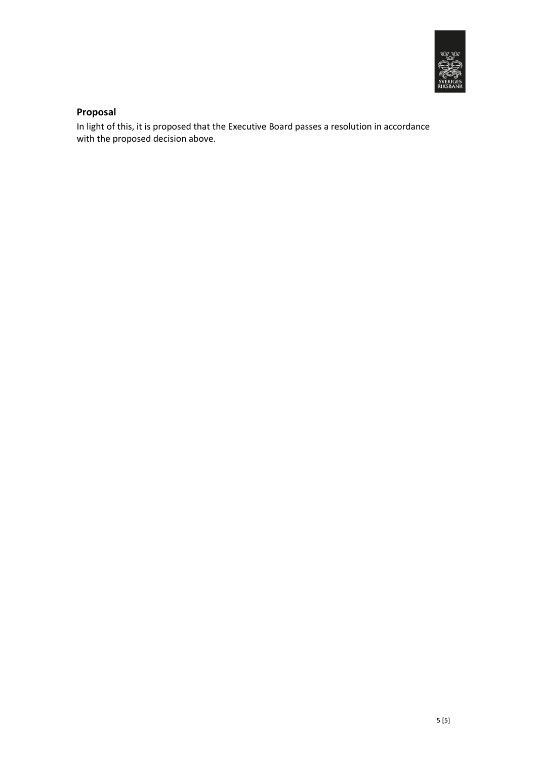## Proposal

In light of this, it is proposed that the Executive Board passes a resolution in accordance with the proposed decision above.